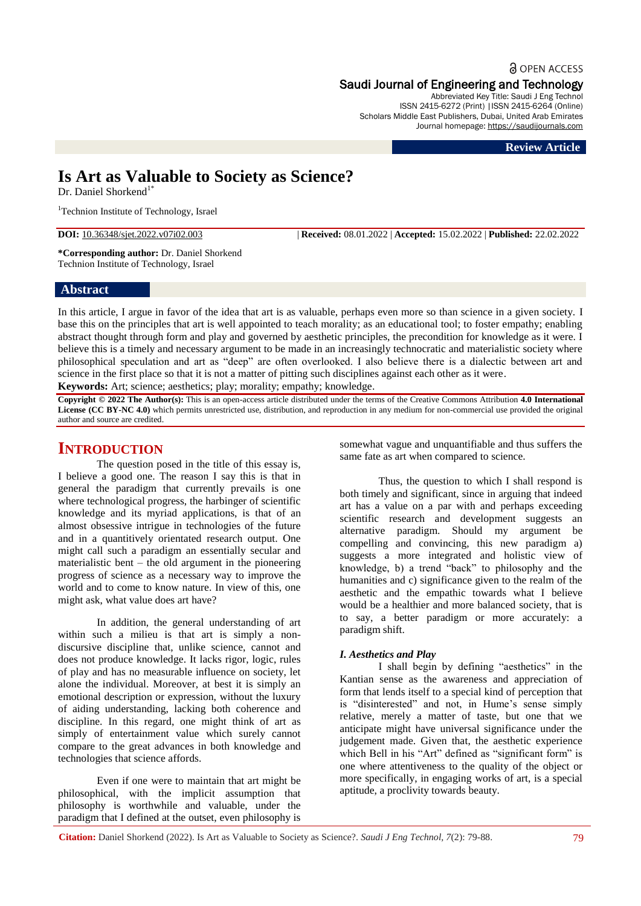Review Article

# Is Art as Valuable to Society as Science?

Dr. Daniel Shorkend[1*]

[1]Technion Institute of Technology, Israel

**DOI:** 10.36348/sjet.2022.v07i02.003 | **Received:** 08.01.2022 | **Accepted:** 15.02.2022 | **Published:** 22.02.2022

**\*Corresponding author:** Dr. Daniel Shorkend
Technion Institute of Technology, Israel

## Abstract

In this article, I argue in favor of the idea that art is as valuable, perhaps even more so than science in a given society. I base this on the principles that art is well appointed to teach morality; as an educational tool; to foster empathy; enabling abstract thought through form and play and governed by aesthetic principles, the precondition for knowledge as it were. I believe this is a timely and necessary argument to be made in an increasingly technocratic and materialistic society where philosophical speculation and art as "deep" are often overlooked. I also believe there is a dialectic between art and science in the first place so that it is not a matter of pitting such disciplines against each other as it were.

**Keywords:** Art; science; aesthetics; play; morality; empathy; knowledge.

**Copyright © 2022 The Author(s):** This is an open-access article distributed under the terms of the Creative Commons Attribution **4.0 International License (CC BY-NC 4.0)** which permits unrestricted use, distribution, and reproduction in any medium for non-commercial use provided the original author and source are credited.

## INTRODUCTION

The question posed in the title of this essay is, I believe a good one. The reason I say this is that in general the paradigm that currently prevails is one where technological progress, the harbinger of scientific knowledge and its myriad applications, is that of an almost obsessive intrigue in technologies of the future and in a quantitively orientated research output. One might call such a paradigm an essentially secular and materialistic bent – the old argument in the pioneering progress of science as a necessary way to improve the world and to come to know nature. In view of this, one might ask, what value does art have?

In addition, the general understanding of art within such a milieu is that art is simply a non-discursive discipline that, unlike science, cannot and does not produce knowledge. It lacks rigor, logic, rules of play and has no measurable influence on society, let alone the individual. Moreover, at best it is simply an emotional description or expression, without the luxury of aiding understanding, lacking both coherence and discipline. In this regard, one might think of art as simply of entertainment value which surely cannot compare to the great advances in both knowledge and technologies that science affords.

Even if one were to maintain that art might be philosophical, with the implicit assumption that philosophy is worthwhile and valuable, under the paradigm that I defined at the outset, even philosophy is somewhat vague and unquantifiable and thus suffers the same fate as art when compared to science.

Thus, the question to which I shall respond is both timely and significant, since in arguing that indeed art has a value on a par with and perhaps exceeding scientific research and development suggests an alternative paradigm. Should my argument be compelling and convincing, this new paradigm a) suggests a more integrated and holistic view of knowledge, b) a trend "back" to philosophy and the humanities and c) significance given to the realm of the aesthetic and the empathic towards what I believe would be a healthier and more balanced society, that is to say, a better paradigm or more accurately: a paradigm shift.

### *I. Aesthetics and Play*

I shall begin by defining "aesthetics" in the Kantian sense as the awareness and appreciation of form that lends itself to a special kind of perception that is "disinterested" and not, in Hume's sense simply relative, merely a matter of taste, but one that we anticipate might have universal significance under the judgement made. Given that, the aesthetic experience which Bell in his "Art" defined as "significant form" is one where attentiveness to the quality of the object or more specifically, in engaging works of art, is a special aptitude, a proclivity towards beauty.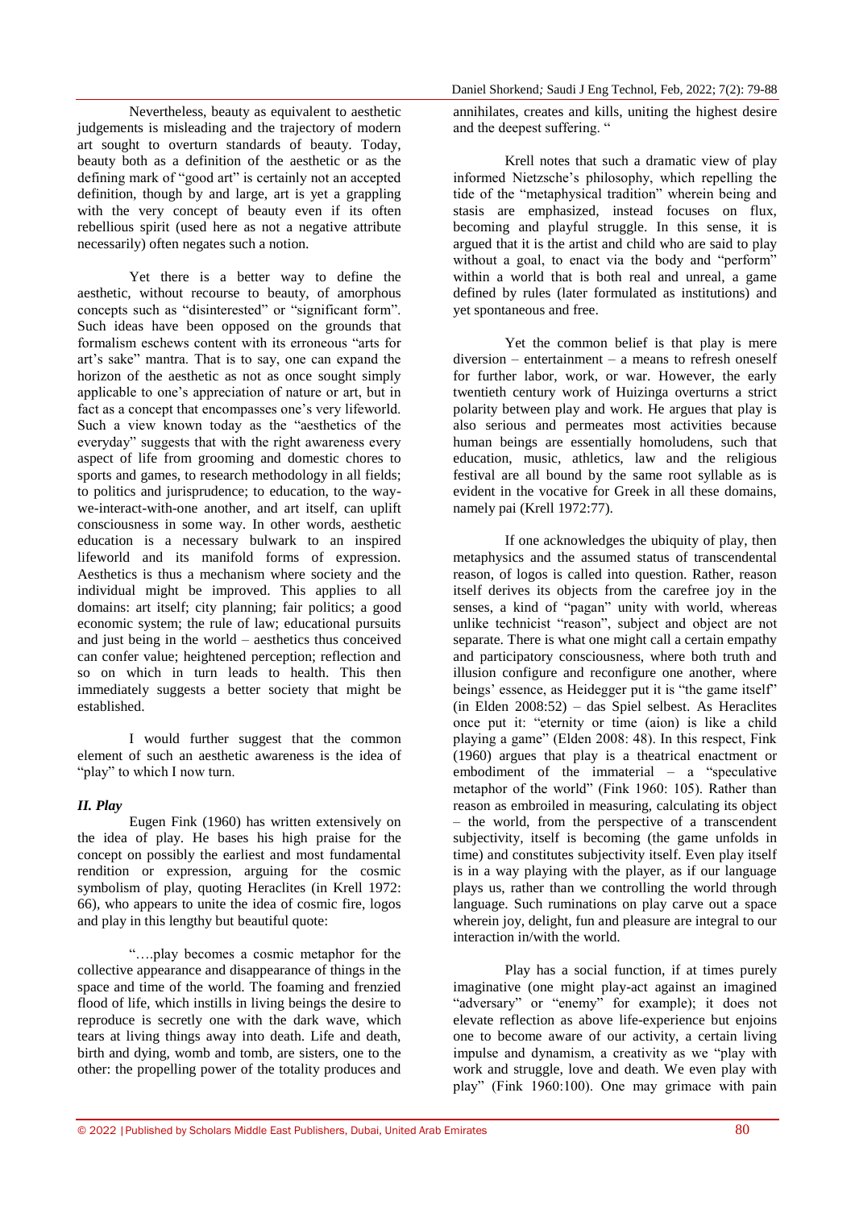Nevertheless, beauty as equivalent to aesthetic judgements is misleading and the trajectory of modern art sought to overturn standards of beauty. Today, beauty both as a definition of the aesthetic or as the defining mark of "good art" is certainly not an accepted definition, though by and large, art is yet a grappling with the very concept of beauty even if its often rebellious spirit (used here as not a negative attribute necessarily) often negates such a notion.

Yet there is a better way to define the aesthetic, without recourse to beauty, of amorphous concepts such as "disinterested" or "significant form". Such ideas have been opposed on the grounds that formalism eschews content with its erroneous "arts for art's sake" mantra. That is to say, one can expand the horizon of the aesthetic as not as once sought simply applicable to one's appreciation of nature or art, but in fact as a concept that encompasses one's very lifeworld. Such a view known today as the "aesthetics of the everyday" suggests that with the right awareness every aspect of life from grooming and domestic chores to sports and games, to research methodology in all fields; to politics and jurisprudence; to education, to the way-we-interact-with-one another, and art itself, can uplift consciousness in some way. In other words, aesthetic education is a necessary bulwark to an inspired lifeworld and its manifold forms of expression. Aesthetics is thus a mechanism where society and the individual might be improved. This applies to all domains: art itself; city planning; fair politics; a good economic system; the rule of law; educational pursuits and just being in the world – aesthetics thus conceived can confer value; heightened perception; reflection and so on which in turn leads to health. This then immediately suggests a better society that might be established.

I would further suggest that the common element of such an aesthetic awareness is the idea of "play" to which I now turn.

### *II. Play*

Eugen Fink (1960) has written extensively on the idea of play. He bases his high praise for the concept on possibly the earliest and most fundamental rendition or expression, arguing for the cosmic symbolism of play, quoting Heraclites (in Krell 1972: 66), who appears to unite the idea of cosmic fire, logos and play in this lengthy but beautiful quote:

"….play becomes a cosmic metaphor for the collective appearance and disappearance of things in the space and time of the world. The foaming and frenzied flood of life, which instills in living beings the desire to reproduce is secretly one with the dark wave, which tears at living things away into death. Life and death, birth and dying, womb and tomb, are sisters, one to the other: the propelling power of the totality produces and annihilates, creates and kills, uniting the highest desire and the deepest suffering. "

Krell notes that such a dramatic view of play informed Nietzsche's philosophy, which repelling the tide of the "metaphysical tradition" wherein being and stasis are emphasized, instead focuses on flux, becoming and playful struggle. In this sense, it is argued that it is the artist and child who are said to play without a goal, to enact via the body and "perform" within a world that is both real and unreal, a game defined by rules (later formulated as institutions) and yet spontaneous and free.

Yet the common belief is that play is mere diversion – entertainment – a means to refresh oneself for further labor, work, or war. However, the early twentieth century work of Huizinga overturns a strict polarity between play and work. He argues that play is also serious and permeates most activities because human beings are essentially homoludens, such that education, music, athletics, law and the religious festival are all bound by the same root syllable as is evident in the vocative for Greek in all these domains, namely pai (Krell 1972:77).

If one acknowledges the ubiquity of play, then metaphysics and the assumed status of transcendental reason, of logos is called into question. Rather, reason itself derives its objects from the carefree joy in the senses, a kind of "pagan" unity with world, whereas unlike technicist "reason", subject and object are not separate. There is what one might call a certain empathy and participatory consciousness, where both truth and illusion configure and reconfigure one another, where beings' essence, as Heidegger put it is "the game itself" (in Elden 2008:52) – das Spiel selbest. As Heraclites once put it: "eternity or time (aion) is like a child playing a game" (Elden 2008: 48). In this respect, Fink (1960) argues that play is a theatrical enactment or embodiment of the immaterial – a "speculative metaphor of the world" (Fink 1960: 105). Rather than reason as embroiled in measuring, calculating its object – the world, from the perspective of a transcendent subjectivity, itself is becoming (the game unfolds in time) and constitutes subjectivity itself. Even play itself is in a way playing with the player, as if our language plays us, rather than we controlling the world through language. Such ruminations on play carve out a space wherein joy, delight, fun and pleasure are integral to our interaction in/with the world.

Play has a social function, if at times purely imaginative (one might play-act against an imagined "adversary" or "enemy" for example); it does not elevate reflection as above life-experience but enjoins one to become aware of our activity, a certain living impulse and dynamism, a creativity as we "play with work and struggle, love and death. We even play with play" (Fink 1960:100). One may grimace with pain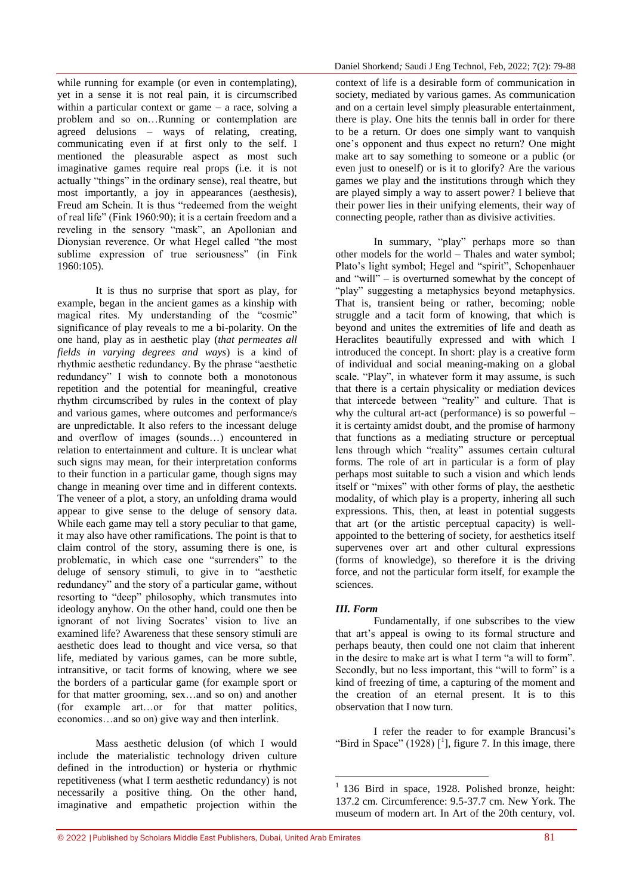while running for example (or even in contemplating), yet in a sense it is not real pain, it is circumscribed within a particular context or game – a race, solving a problem and so on…Running or contemplation are agreed delusions – ways of relating, creating, communicating even if at first only to the self. I mentioned the pleasurable aspect as most such imaginative games require real props (i.e. it is not actually "things" in the ordinary sense), real theatre, but most importantly, a joy in appearances (aesthesis), Freud am Schein. It is thus "redeemed from the weight of real life" (Fink 1960:90); it is a certain freedom and a reveling in the sensory "mask", an Apollonian and Dionysian reverence. Or what Hegel called "the most sublime expression of true seriousness" (in Fink 1960:105).

It is thus no surprise that sport as play, for example, began in the ancient games as a kinship with magical rites. My understanding of the "cosmic" significance of play reveals to me a bi-polarity. On the one hand, play as in aesthetic play (*that permeates all fields in varying degrees and ways*) is a kind of rhythmic aesthetic redundancy. By the phrase "aesthetic redundancy" I wish to connote both a monotonous repetition and the potential for meaningful, creative rhythm circumscribed by rules in the context of play and various games, where outcomes and performance/s are unpredictable. It also refers to the incessant deluge and overflow of images (sounds…) encountered in relation to entertainment and culture. It is unclear what such signs may mean, for their interpretation conforms to their function in a particular game, though signs may change in meaning over time and in different contexts. The veneer of a plot, a story, an unfolding drama would appear to give sense to the deluge of sensory data. While each game may tell a story peculiar to that game, it may also have other ramifications. The point is that to claim control of the story, assuming there is one, is problematic, in which case one "surrenders" to the deluge of sensory stimuli, to give in to "aesthetic redundancy" and the story of a particular game, without resorting to "deep" philosophy, which transmutes into ideology anyhow. On the other hand, could one then be ignorant of not living Socrates' vision to live an examined life? Awareness that these sensory stimuli are aesthetic does lead to thought and vice versa, so that life, mediated by various games, can be more subtle, intransitive, or tacit forms of knowing, where we see the borders of a particular game (for example sport or for that matter grooming, sex…and so on) and another (for example art…or for that matter politics, economics…and so on) give way and then interlink.

Mass aesthetic delusion (of which I would include the materialistic technology driven culture defined in the introduction) or hysteria or rhythmic repetitiveness (what I term aesthetic redundancy) is not necessarily a positive thing. On the other hand, imaginative and empathetic projection within the context of life is a desirable form of communication in society, mediated by various games. As communication and on a certain level simply pleasurable entertainment, there is play. One hits the tennis ball in order for there to be a return. Or does one simply want to vanquish one's opponent and thus expect no return? One might make art to say something to someone or a public (or even just to oneself) or is it to glorify? Are the various games we play and the institutions through which they are played simply a way to assert power? I believe that their power lies in their unifying elements, their way of connecting people, rather than as divisive activities.

In summary, "play" perhaps more so than other models for the world – Thales and water symbol; Plato's light symbol; Hegel and "spirit", Schopenhauer and "will" – is overturned somewhat by the concept of "play" suggesting a metaphysics beyond metaphysics. That is, transient being or rather, becoming; noble struggle and a tacit form of knowing, that which is beyond and unites the extremities of life and death as Heraclites beautifully expressed and with which I introduced the concept. In short: play is a creative form of individual and social meaning-making on a global scale. "Play", in whatever form it may assume, is such that there is a certain physicality or mediation devices that intercede between "reality" and culture. That is why the cultural art-act (performance) is so powerful – it is certainty amidst doubt, and the promise of harmony that functions as a mediating structure or perceptual lens through which "reality" assumes certain cultural forms. The role of art in particular is a form of play perhaps most suitable to such a vision and which lends itself or "mixes" with other forms of play, the aesthetic modality, of which play is a property, inhering all such expressions. This, then, at least in potential suggests that art (or the artistic perceptual capacity) is well-appointed to the bettering of society, for aesthetics itself supervenes over art and other cultural expressions (forms of knowledge), so therefore it is the driving force, and not the particular form itself, for example the sciences.

### *III. Form*

Fundamentally, if one subscribes to the view that art's appeal is owing to its formal structure and perhaps beauty, then could one not claim that inherent in the desire to make art is what I term "a will to form". Secondly, but no less important, this "will to form" is a kind of freezing of time, a capturing of the moment and the creation of an eternal present. It is to this observation that I now turn.

I refer the reader to for example Brancusi's "Bird in Space" (1928) [1], figure 7. In this image, there

[1] 136 Bird in space, 1928. Polished bronze, height: 137.2 cm. Circumference: 9.5-37.7 cm. New York. The museum of modern art. In Art of the 20th century, vol.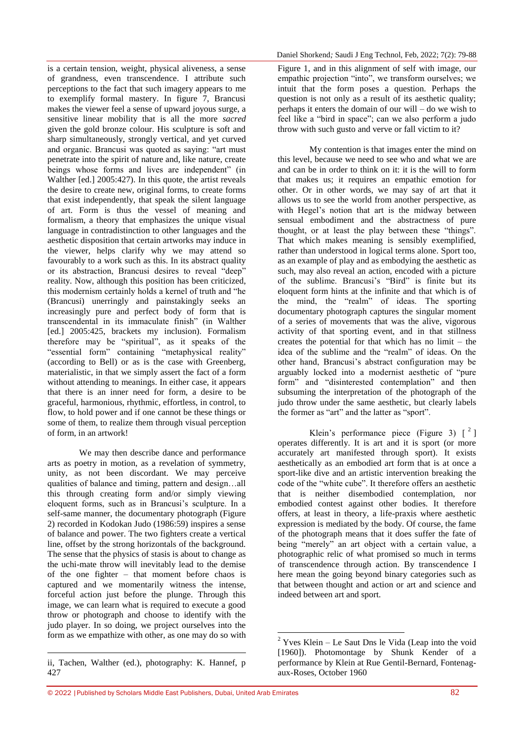is a certain tension, weight, physical aliveness, a sense of grandness, even transcendence. I attribute such perceptions to the fact that such imagery appears to me to exemplify formal mastery. In figure 7, Brancusi makes the viewer feel a sense of upward joyous surge, a sensitive linear mobility that is all the more *sacred* given the gold bronze colour. His sculpture is soft and sharp simultaneously, strongly vertical, and yet curved and organic. Brancusi was quoted as saying: "art must penetrate into the spirit of nature and, like nature, create beings whose forms and lives are independent" (in Walther [ed.] 2005:427). In this quote, the artist reveals the desire to create new, original forms, to create forms that exist independently, that speak the silent language of art. Form is thus the vessel of meaning and formalism, a theory that emphasizes the unique visual language in contradistinction to other languages and the aesthetic disposition that certain artworks may induce in the viewer, helps clarify why we may attend so favourably to a work such as this. In its abstract quality or its abstraction, Brancusi desires to reveal "deep" reality. Now, although this position has been criticized, this modernism certainly holds a kernel of truth and "he (Brancusi) unerringly and painstakingly seeks an increasingly pure and perfect body of form that is transcendental in its immaculate finish" (in Walther [ed.] 2005:425, brackets my inclusion). Formalism therefore may be "spiritual", as it speaks of the "essential form" containing "metaphysical reality" (according to Bell) or as is the case with Greenberg, materialistic, in that we simply assert the fact of a form without attending to meanings. In either case, it appears that there is an inner need for form, a desire to be graceful, harmonious, rhythmic, effortless, in control, to flow, to hold power and if one cannot be these things or some of them, to realize them through visual perception of form, in an artwork!

We may then describe dance and performance arts as poetry in motion, as a revelation of symmetry, unity, as not been discordant. We may perceive qualities of balance and timing, pattern and design…all this through creating form and/or simply viewing eloquent forms, such as in Brancusi's sculpture. In a self-same manner, the documentary photograph (Figure 2) recorded in Kodokan Judo (1986:59) inspires a sense of balance and power. The two fighters create a vertical line, offset by the strong horizontals of the background. The sense that the physics of stasis is about to change as the uchi-mate throw will inevitably lead to the demise of the one fighter – that moment before chaos is captured and we momentarily witness the intense, forceful action just before the plunge. Through this image, we can learn what is required to execute a good throw or photograph and choose to identify with the judo player. In so doing, we project ourselves into the form as we empathize with other, as one may do so with Figure 1, and in this alignment of self with image, our empathic projection "into", we transform ourselves; we intuit that the form poses a question. Perhaps the question is not only as a result of its aesthetic quality; perhaps it enters the domain of our will – do we wish to feel like a "bird in space"; can we also perform a judo throw with such gusto and verve or fall victim to it?

ii, Tachen, Walther (ed.), photography: K. Hannef, p 427

My contention is that images enter the mind on this level, because we need to see who and what we are and can be in order to think on it: it is the will to form that makes us; it requires an empathic emotion for other. Or in other words, we may say of art that it allows us to see the world from another perspective, as with Hegel's notion that art is the midway between sensual embodiment and the abstractness of pure thought, or at least the play between these "things". That which makes meaning is sensibly exemplified, rather than understood in logical terms alone. Sport too, as an example of play and as embodying the aesthetic as such, may also reveal an action, encoded with a picture of the sublime. Brancusi's "Bird" is finite but its eloquent form hints at the infinite and that which is of the mind, the "realm" of ideas. The sporting documentary photograph captures the singular moment of a series of movements that was the alive, vigorous activity of that sporting event, and in that stillness creates the potential for that which has no limit – the idea of the sublime and the "realm" of ideas. On the other hand, Brancusi's abstract configuration may be arguably locked into a modernist aesthetic of "pure form" and "disinterested contemplation" and then subsuming the interpretation of the photograph of the judo throw under the same aesthetic, but clearly labels the former as "art" and the latter as "sport".

Klein's performance piece (Figure 3) [2] operates differently. It is art and it is sport (or more accurately art manifested through sport). It exists aesthetically as an embodied art form that is at once a sport-like dive and an artistic intervention breaking the code of the "white cube". It therefore offers an aesthetic that is neither disembodied contemplation, nor embodied contest against other bodies. It therefore offers, at least in theory, a life-praxis where aesthetic expression is mediated by the body. Of course, the fame of the photograph means that it does suffer the fate of being "merely" an art object with a certain value, a photographic relic of what promised so much in terms of transcendence through action. By transcendence I here mean the going beyond binary categories such as that between thought and action or art and science and indeed between art and sport.

[2] Yves Klein – Le Saut Dns le Vida (Leap into the void [1960]). Photomontage by Shunk Kender of a performance by Klein at Rue Gentil-Bernard, Fontenag-aux-Roses, October 1960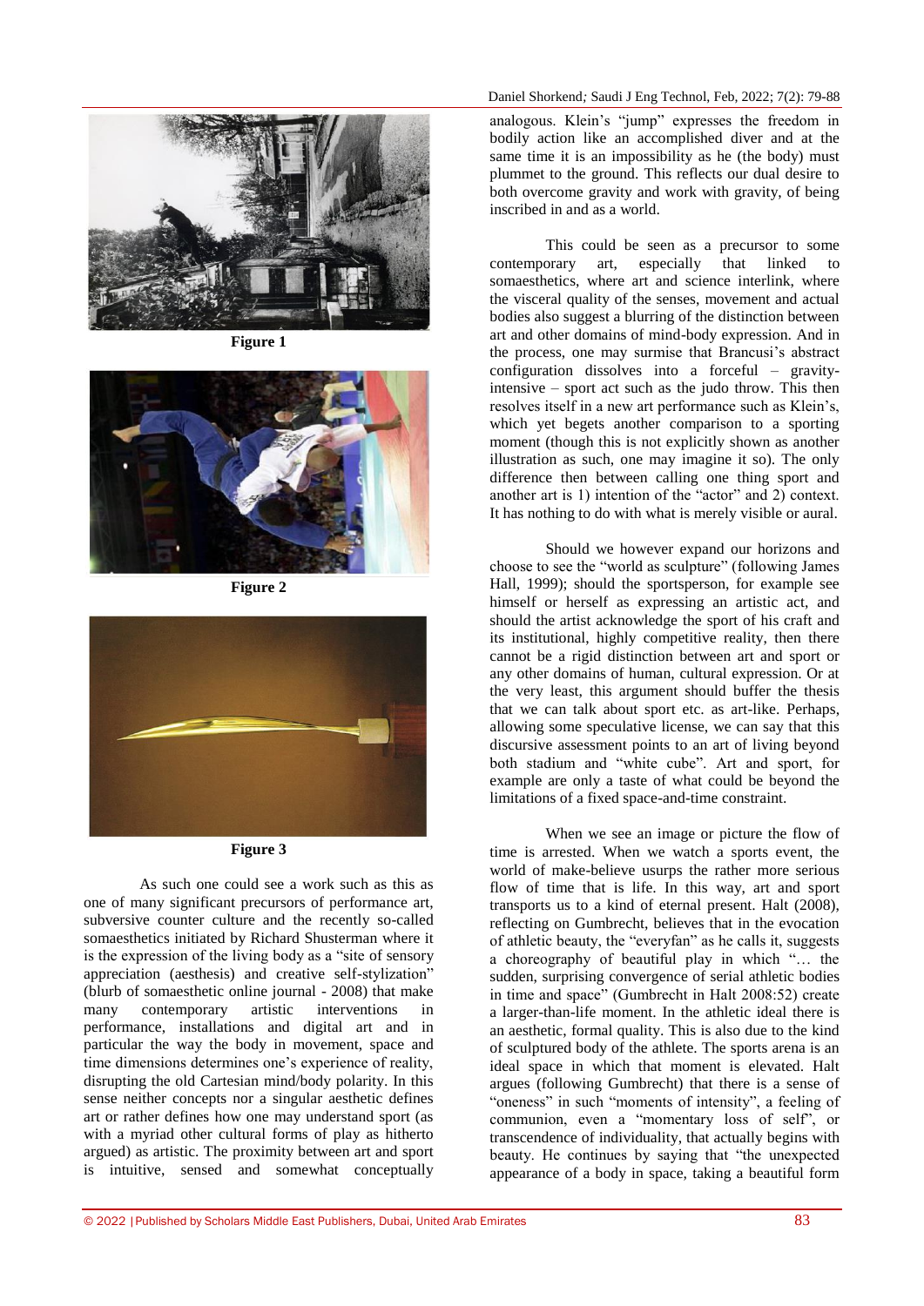Figure 1

Figure 2

Figure 3

As such one could see a work such as this as one of many significant precursors of performance art, subversive counter culture and the recently so-called somaesthetics initiated by Richard Shusterman where it is the expression of the living body as a "site of sensory appreciation (aesthesis) and creative self-stylization" (blurb of somaesthetic online journal - 2008) that make many contemporary artistic interventions in performance, installations and digital art and in particular the way the body in movement, space and time dimensions determines one's experience of reality, disrupting the old Cartesian mind/body polarity. In this sense neither concepts nor a singular aesthetic defines art or rather defines how one may understand sport (as with a myriad other cultural forms of play as hitherto argued) as artistic. The proximity between art and sport is intuitive, sensed and somewhat conceptually analogous. Klein's "jump" expresses the freedom in bodily action like an accomplished diver and at the same time it is an impossibility as he (the body) must plummet to the ground. This reflects our dual desire to both overcome gravity and work with gravity, of being inscribed in and as a world.

This could be seen as a precursor to some contemporary art, especially that linked to somaesthetics, where art and science interlink, where the visceral quality of the senses, movement and actual bodies also suggest a blurring of the distinction between art and other domains of mind-body expression. And in the process, one may surmise that Brancusi's abstract configuration dissolves into a forceful – gravity-intensive – sport act such as the judo throw. This then resolves itself in a new art performance such as Klein's, which yet begets another comparison to a sporting moment (though this is not explicitly shown as another illustration as such, one may imagine it so). The only difference then between calling one thing sport and another art is 1) intention of the "actor" and 2) context. It has nothing to do with what is merely visible or aural.

Should we however expand our horizons and choose to see the "world as sculpture" (following James Hall, 1999); should the sportsperson, for example see himself or herself as expressing an artistic act, and should the artist acknowledge the sport of his craft and its institutional, highly competitive reality, then there cannot be a rigid distinction between art and sport or any other domains of human, cultural expression. Or at the very least, this argument should buffer the thesis that we can talk about sport etc. as art-like. Perhaps, allowing some speculative license, we can say that this discursive assessment points to an art of living beyond both stadium and "white cube". Art and sport, for example are only a taste of what could be beyond the limitations of a fixed space-and-time constraint.

When we see an image or picture the flow of time is arrested. When we watch a sports event, the world of make-believe usurps the rather more serious flow of time that is life. In this way, art and sport transports us to a kind of eternal present. Halt (2008), reflecting on Gumbrecht, believes that in the evocation of athletic beauty, the "everyfan" as he calls it, suggests a choreography of beautiful play in which "… the sudden, surprising convergence of serial athletic bodies in time and space" (Gumbrecht in Halt 2008:52) create a larger-than-life moment. In the athletic ideal there is an aesthetic, formal quality. This is also due to the kind of sculptured body of the athlete. The sports arena is an ideal space in which that moment is elevated. Halt argues (following Gumbrecht) that there is a sense of "oneness" in such "moments of intensity", a feeling of communion, even a "momentary loss of self", or transcendence of individuality, that actually begins with beauty. He continues by saying that "the unexpected appearance of a body in space, taking a beautiful form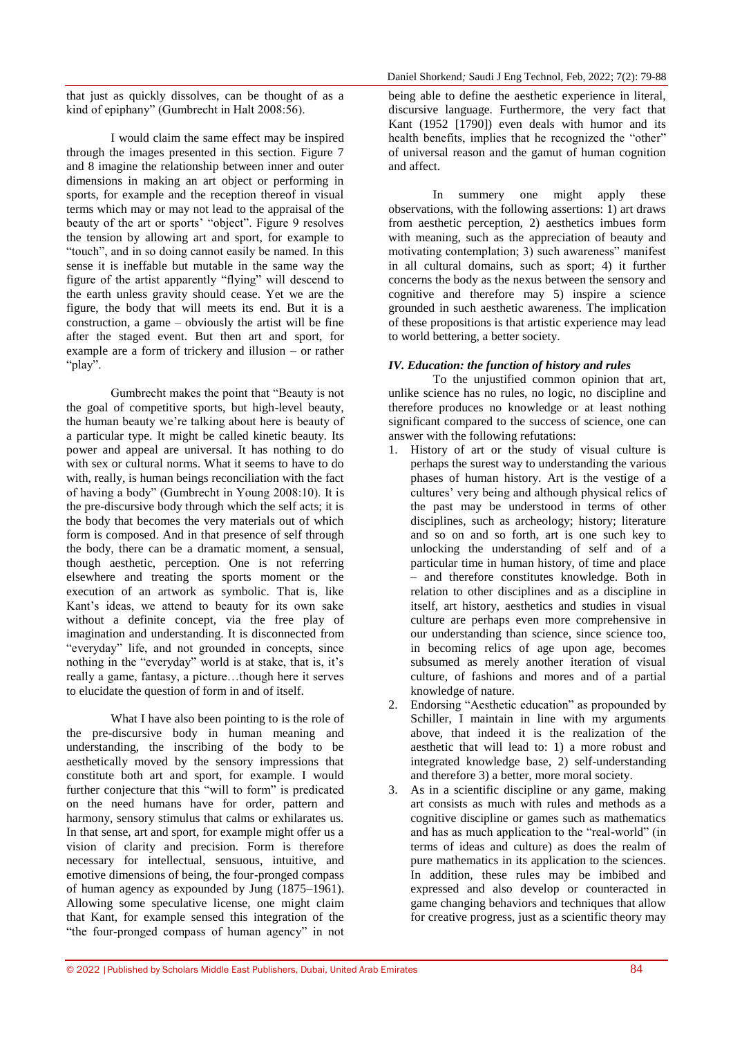that just as quickly dissolves, can be thought of as a kind of epiphany" (Gumbrecht in Halt 2008:56).

I would claim the same effect may be inspired through the images presented in this section. Figure 7 and 8 imagine the relationship between inner and outer dimensions in making an art object or performing in sports, for example and the reception thereof in visual terms which may or may not lead to the appraisal of the beauty of the art or sports' "object". Figure 9 resolves the tension by allowing art and sport, for example to "touch", and in so doing cannot easily be named. In this sense it is ineffable but mutable in the same way the figure of the artist apparently "flying" will descend to the earth unless gravity should cease. Yet we are the figure, the body that will meets its end. But it is a construction, a game – obviously the artist will be fine after the staged event. But then art and sport, for example are a form of trickery and illusion – or rather "play".

Gumbrecht makes the point that "Beauty is not the goal of competitive sports, but high-level beauty, the human beauty we're talking about here is beauty of a particular type. It might be called kinetic beauty. Its power and appeal are universal. It has nothing to do with sex or cultural norms. What it seems to have to do with, really, is human beings reconciliation with the fact of having a body" (Gumbrecht in Young 2008:10). It is the pre-discursive body through which the self acts; it is the body that becomes the very materials out of which form is composed. And in that presence of self through the body, there can be a dramatic moment, a sensual, though aesthetic, perception. One is not referring elsewhere and treating the sports moment or the execution of an artwork as symbolic. That is, like Kant's ideas, we attend to beauty for its own sake without a definite concept, via the free play of imagination and understanding. It is disconnected from "everyday" life, and not grounded in concepts, since nothing in the "everyday" world is at stake, that is, it's really a game, fantasy, a picture…though here it serves to elucidate the question of form in and of itself.

What I have also been pointing to is the role of the pre-discursive body in human meaning and understanding, the inscribing of the body to be aesthetically moved by the sensory impressions that constitute both art and sport, for example. I would further conjecture that this "will to form" is predicated on the need humans have for order, pattern and harmony, sensory stimulus that calms or exhilarates us. In that sense, art and sport, for example might offer us a vision of clarity and precision. Form is therefore necessary for intellectual, sensuous, intuitive, and emotive dimensions of being, the four-pronged compass of human agency as expounded by Jung (1875–1961). Allowing some speculative license, one might claim that Kant, for example sensed this integration of the "the four-pronged compass of human agency" in not being able to define the aesthetic experience in literal, discursive language. Furthermore, the very fact that Kant (1952 [1790]) even deals with humor and its health benefits, implies that he recognized the "other" of universal reason and the gamut of human cognition and affect.

In summery one might apply these observations, with the following assertions: 1) art draws from aesthetic perception, 2) aesthetics imbues form with meaning, such as the appreciation of beauty and motivating contemplation; 3) such awareness" manifest in all cultural domains, such as sport; 4) it further concerns the body as the nexus between the sensory and cognitive and therefore may 5) inspire a science grounded in such aesthetic awareness. The implication of these propositions is that artistic experience may lead to world bettering, a better society.

### *IV. Education: the function of history and rules*

To the unjustified common opinion that art, unlike science has no rules, no logic, no discipline and therefore produces no knowledge or at least nothing significant compared to the success of science, one can answer with the following refutations:

1. History of art or the study of visual culture is perhaps the surest way to understanding the various phases of human history. Art is the vestige of a cultures' very being and although physical relics of the past may be understood in terms of other disciplines, such as archeology; history; literature and so on and so forth, art is one such key to unlocking the understanding of self and of a particular time in human history, of time and place – and therefore constitutes knowledge. Both in relation to other disciplines and as a discipline in itself, art history, aesthetics and studies in visual culture are perhaps even more comprehensive in our understanding than science, since science too, in becoming relics of age upon age, becomes subsumed as merely another iteration of visual culture, of fashions and mores and of a partial knowledge of nature.
2. Endorsing "Aesthetic education" as propounded by Schiller, I maintain in line with my arguments above, that indeed it is the realization of the aesthetic that will lead to: 1) a more robust and integrated knowledge base, 2) self-understanding and therefore 3) a better, more moral society.
3. As in a scientific discipline or any game, making art consists as much with rules and methods as a cognitive discipline or games such as mathematics and has as much application to the "real-world" (in terms of ideas and culture) as does the realm of pure mathematics in its application to the sciences. In addition, these rules may be imbibed and expressed and also develop or counteracted in game changing behaviors and techniques that allow for creative progress, just as a scientific theory may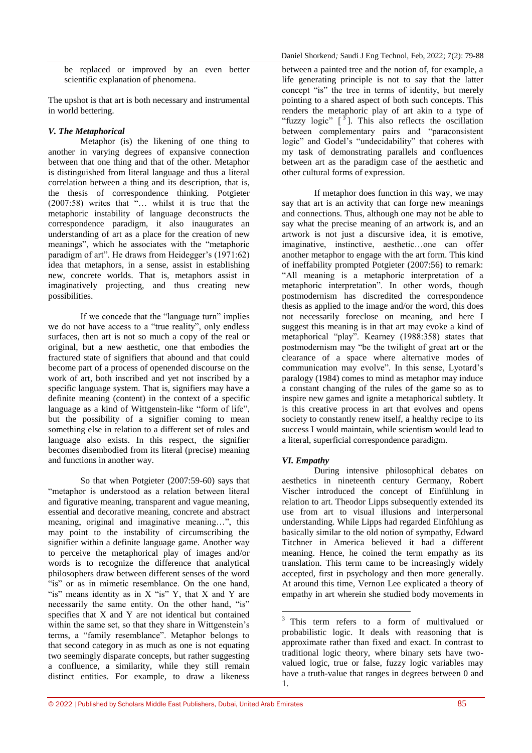be replaced or improved by an even better scientific explanation of phenomena.

The upshot is that art is both necessary and instrumental in world bettering.

### *V. The Metaphorical*

Metaphor (is) the likening of one thing to another in varying degrees of expansive connection between that one thing and that of the other. Metaphor is distinguished from literal language and thus a literal correlation between a thing and its description, that is, the thesis of correspondence thinking. Potgieter (2007:58) writes that "… whilst it is true that the metaphoric instability of language deconstructs the correspondence paradigm, it also inaugurates an understanding of art as a place for the creation of new meanings", which he associates with the "metaphoric paradigm of art". He draws from Heidegger's (1971:62) idea that metaphors, in a sense, assist in establishing new, concrete worlds. That is, metaphors assist in imaginatively projecting, and thus creating new possibilities.

If we concede that the "language turn" implies we do not have access to a "true reality", only endless surfaces, then art is not so much a copy of the real or original, but a new aesthetic, one that embodies the fractured state of signifiers that abound and that could become part of a process of openended discourse on the work of art, both inscribed and yet not inscribed by a specific language system. That is, signifiers may have a definite meaning (content) in the context of a specific language as a kind of Wittgenstein-like "form of life", but the possibility of a signifier coming to mean something else in relation to a different set of rules and language also exists. In this respect, the signifier becomes disembodied from its literal (precise) meaning and functions in another way.

So that when Potgieter (2007:59-60) says that "metaphor is understood as a relation between literal and figurative meaning, transparent and vague meaning, essential and decorative meaning, concrete and abstract meaning, original and imaginative meaning…", this may point to the instability of circumscribing the signifier within a definite language game. Another way to perceive the metaphorical play of images and/or words is to recognize the difference that analytical philosophers draw between different senses of the word "is" or as in mimetic resemblance. On the one hand, "is" means identity as in X "is" Y, that X and Y are necessarily the same entity. On the other hand, "is" specifies that X and Y are not identical but contained within the same set, so that they share in Wittgenstein's terms, a "family resemblance". Metaphor belongs to that second category in as much as one is not equating two seemingly disparate concepts, but rather suggesting a confluence, a similarity, while they still remain distinct entities. For example, to draw a likeness between a painted tree and the notion of, for example, a life generating principle is not to say that the latter concept "is" the tree in terms of identity, but merely pointing to a shared aspect of both such concepts. This renders the metaphoric play of art akin to a type of "fuzzy logic" [3]. This also reflects the oscillation between complementary pairs and "paraconsistent logic" and Godel's "undecidability" that coheres with my task of demonstrating parallels and confluences between art as the paradigm case of the aesthetic and other cultural forms of expression.

If metaphor does function in this way, we may say that art is an activity that can forge new meanings and connections. Thus, although one may not be able to say what the precise meaning of an artwork is, and an artwork is not just a discursive idea, it is emotive, imaginative, instinctive, aesthetic…one can offer another metaphor to engage with the art form. This kind of ineffability prompted Potgieter (2007:56) to remark: "All meaning is a metaphoric interpretation of a metaphoric interpretation". In other words, though postmodernism has discredited the correspondence thesis as applied to the image and/or the word, this does not necessarily foreclose on meaning, and here I suggest this meaning is in that art may evoke a kind of metaphorical "play". Kearney (1988:358) states that postmodernism may "be the twilight of great art or the clearance of a space where alternative modes of communication may evolve". In this sense, Lyotard's paralogy (1984) comes to mind as metaphor may induce a constant changing of the rules of the game so as to inspire new games and ignite a metaphorical subtlety. It is this creative process in art that evolves and opens society to constantly renew itself, a healthy recipe to its success I would maintain, while scientism would lead to a literal, superficial correspondence paradigm.

### *VI. Empathy*

During intensive philosophical debates on aesthetics in nineteenth century Germany, Robert Vischer introduced the concept of Einfühlung in relation to art. Theodor Lipps subsequently extended its use from art to visual illusions and interpersonal understanding. While Lipps had regarded Einfühlung as basically similar to the old notion of sympathy, Edward Titchner in America believed it had a different meaning. Hence, he coined the term empathy as its translation. This term came to be increasingly widely accepted, first in psychology and then more generally. At around this time, Vernon Lee explicated a theory of empathy in art wherein she studied body movements in

---

[3] This term refers to a form of multivalued or probabilistic logic. It deals with reasoning that is approximate rather than fixed and exact. In contrast to traditional logic theory, where binary sets have two-valued logic, true or false, fuzzy logic variables may have a truth-value that ranges in degrees between 0 and 1.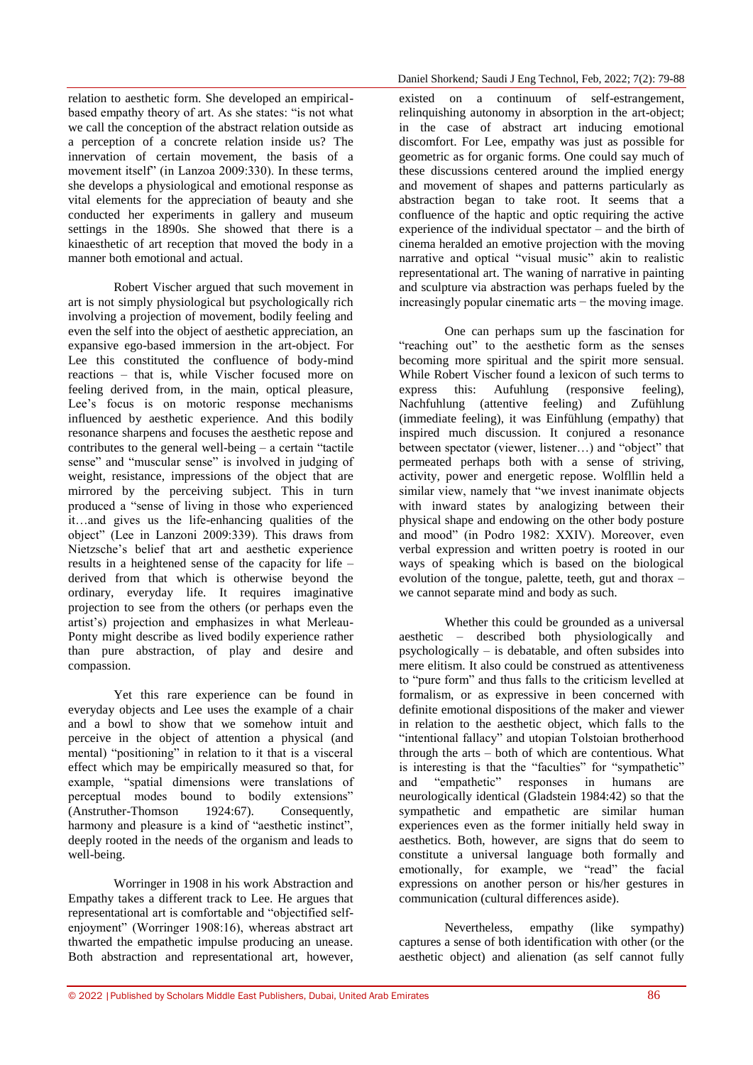relation to aesthetic form. She developed an empirical-based empathy theory of art. As she states: "is not what we call the conception of the abstract relation outside as a perception of a concrete relation inside us? The innervation of certain movement, the basis of a movement itself" (in Lanzoa 2009:330). In these terms, she develops a physiological and emotional response as vital elements for the appreciation of beauty and she conducted her experiments in gallery and museum settings in the 1890s. She showed that there is a kinaesthetic of art reception that moved the body in a manner both emotional and actual.

Robert Vischer argued that such movement in art is not simply physiological but psychologically rich involving a projection of movement, bodily feeling and even the self into the object of aesthetic appreciation, an expansive ego-based immersion in the art-object. For Lee this constituted the confluence of body-mind reactions – that is, while Vischer focused more on feeling derived from, in the main, optical pleasure, Lee's focus is on motoric response mechanisms influenced by aesthetic experience. And this bodily resonance sharpens and focuses the aesthetic repose and contributes to the general well-being – a certain "tactile sense" and "muscular sense" is involved in judging of weight, resistance, impressions of the object that are mirrored by the perceiving subject. This in turn produced a "sense of living in those who experienced it…and gives us the life-enhancing qualities of the object" (Lee in Lanzoni 2009:339). This draws from Nietzsche's belief that art and aesthetic experience results in a heightened sense of the capacity for life – derived from that which is otherwise beyond the ordinary, everyday life. It requires imaginative projection to see from the others (or perhaps even the artist's) projection and emphasizes in what Merleau-Ponty might describe as lived bodily experience rather than pure abstraction, of play and desire and compassion.

Yet this rare experience can be found in everyday objects and Lee uses the example of a chair and a bowl to show that we somehow intuit and perceive in the object of attention a physical (and mental) "positioning" in relation to it that is a visceral effect which may be empirically measured so that, for example, "spatial dimensions were translations of perceptual modes bound to bodily extensions" (Anstruther-Thomson 1924:67). Consequently, harmony and pleasure is a kind of "aesthetic instinct", deeply rooted in the needs of the organism and leads to well-being.

Worringer in 1908 in his work Abstraction and Empathy takes a different track to Lee. He argues that representational art is comfortable and "objectified self-enjoyment" (Worringer 1908:16), whereas abstract art thwarted the empathetic impulse producing an unease. Both abstraction and representational art, however, existed on a continuum of self-estrangement, relinquishing autonomy in absorption in the art-object; in the case of abstract art inducing emotional discomfort. For Lee, empathy was just as possible for geometric as for organic forms. One could say much of these discussions centered around the implied energy and movement of shapes and patterns particularly as abstraction began to take root. It seems that a confluence of the haptic and optic requiring the active experience of the individual spectator – and the birth of cinema heralded an emotive projection with the moving narrative and optical "visual music" akin to realistic representational art. The waning of narrative in painting and sculpture via abstraction was perhaps fueled by the increasingly popular cinematic arts − the moving image.

One can perhaps sum up the fascination for "reaching out" to the aesthetic form as the senses becoming more spiritual and the spirit more sensual. While Robert Vischer found a lexicon of such terms to express this: Aufuhlung (responsive feeling), Nachfuhlung (attentive feeling) and Zufühlung (immediate feeling), it was Einfühlung (empathy) that inspired much discussion. It conjured a resonance between spectator (viewer, listener…) and "object" that permeated perhaps both with a sense of striving, activity, power and energetic repose. Wolfllin held a similar view, namely that "we invest inanimate objects with inward states by analogizing between their physical shape and endowing on the other body posture and mood" (in Podro 1982: XXIV). Moreover, even verbal expression and written poetry is rooted in our ways of speaking which is based on the biological evolution of the tongue, palette, teeth, gut and thorax – we cannot separate mind and body as such.

Whether this could be grounded as a universal aesthetic – described both physiologically and psychologically – is debatable, and often subsides into mere elitism. It also could be construed as attentiveness to "pure form" and thus falls to the criticism levelled at formalism, or as expressive in been concerned with definite emotional dispositions of the maker and viewer in relation to the aesthetic object, which falls to the "intentional fallacy" and utopian Tolstoian brotherhood through the arts – both of which are contentious. What is interesting is that the "faculties" for "sympathetic" and "empathetic" responses in humans are neurologically identical (Gladstein 1984:42) so that the sympathetic and empathetic are similar human experiences even as the former initially held sway in aesthetics. Both, however, are signs that do seem to constitute a universal language both formally and emotionally, for example, we "read" the facial expressions on another person or his/her gestures in communication (cultural differences aside).

Nevertheless, empathy (like sympathy) captures a sense of both identification with other (or the aesthetic object) and alienation (as self cannot fully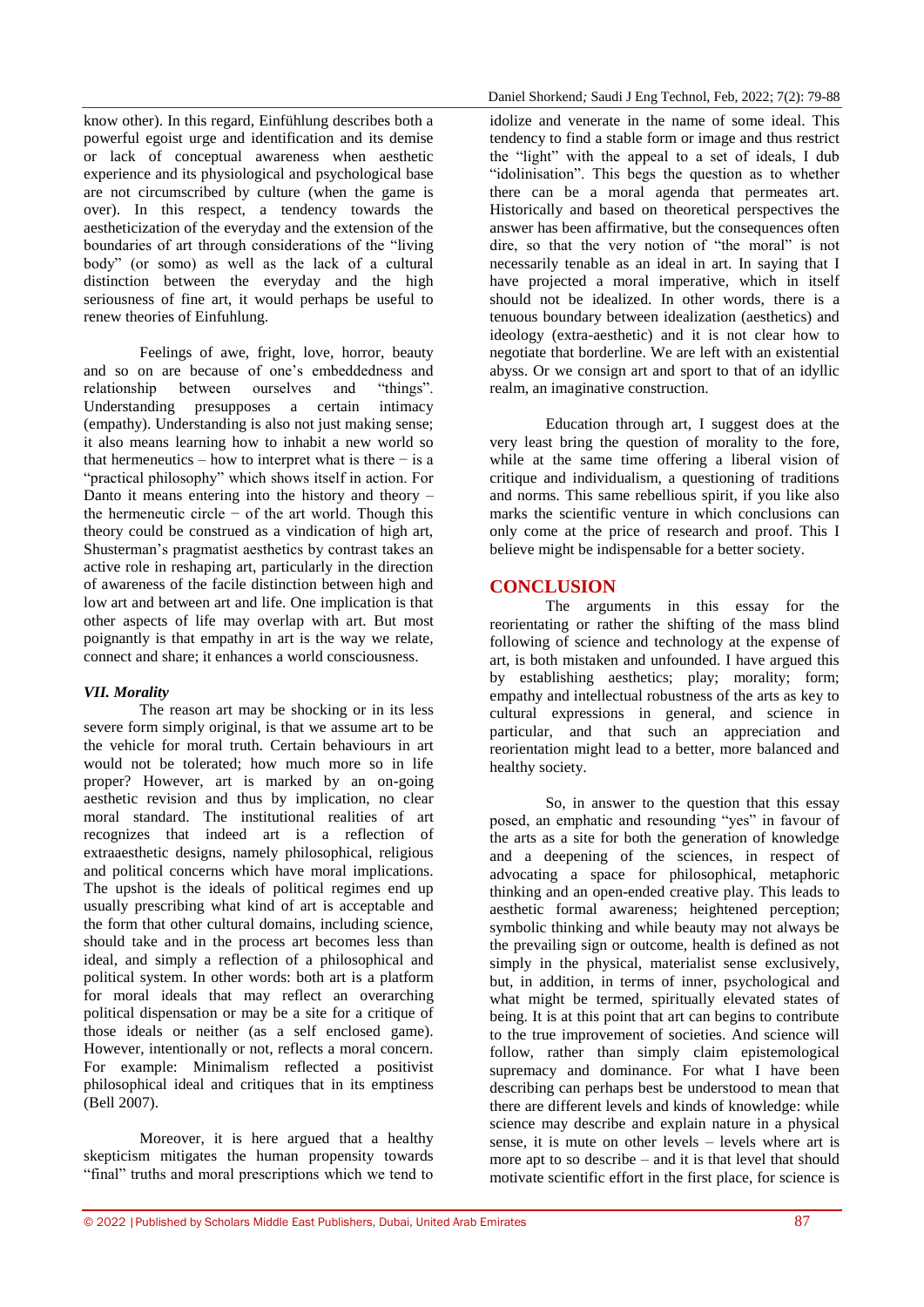know other). In this regard, Einfühlung describes both a powerful egoist urge and identification and its demise or lack of conceptual awareness when aesthetic experience and its physiological and psychological base are not circumscribed by culture (when the game is over). In this respect, a tendency towards the aestheticization of the everyday and the extension of the boundaries of art through considerations of the "living body" (or somo) as well as the lack of a cultural distinction between the everyday and the high seriousness of fine art, it would perhaps be useful to renew theories of Einfuhlung.

Feelings of awe, fright, love, horror, beauty and so on are because of one's embeddedness and relationship between ourselves and "things". Understanding presupposes a certain intimacy (empathy). Understanding is also not just making sense; it also means learning how to inhabit a new world so that hermeneutics – how to interpret what is there − is a "practical philosophy" which shows itself in action. For Danto it means entering into the history and theory – the hermeneutic circle − of the art world. Though this theory could be construed as a vindication of high art, Shusterman's pragmatist aesthetics by contrast takes an active role in reshaping art, particularly in the direction of awareness of the facile distinction between high and low art and between art and life. One implication is that other aspects of life may overlap with art. But most poignantly is that empathy in art is the way we relate, connect and share; it enhances a world consciousness.

### *VII. Morality*

The reason art may be shocking or in its less severe form simply original, is that we assume art to be the vehicle for moral truth. Certain behaviours in art would not be tolerated; how much more so in life proper? However, art is marked by an on-going aesthetic revision and thus by implication, no clear moral standard. The institutional realities of art recognizes that indeed art is a reflection of extraaesthetic designs, namely philosophical, religious and political concerns which have moral implications. The upshot is the ideals of political regimes end up usually prescribing what kind of art is acceptable and the form that other cultural domains, including science, should take and in the process art becomes less than ideal, and simply a reflection of a philosophical and political system. In other words: both art is a platform for moral ideals that may reflect an overarching political dispensation or may be a site for a critique of those ideals or neither (as a self enclosed game). However, intentionally or not, reflects a moral concern. For example: Minimalism reflected a positivist philosophical ideal and critiques that in its emptiness (Bell 2007).

Moreover, it is here argued that a healthy skepticism mitigates the human propensity towards "final" truths and moral prescriptions which we tend to idolize and venerate in the name of some ideal. This tendency to find a stable form or image and thus restrict the "light" with the appeal to a set of ideals, I dub "idolinisation". This begs the question as to whether there can be a moral agenda that permeates art. Historically and based on theoretical perspectives the answer has been affirmative, but the consequences often dire, so that the very notion of "the moral" is not necessarily tenable as an ideal in art. In saying that I have projected a moral imperative, which in itself should not be idealized. In other words, there is a tenuous boundary between idealization (aesthetics) and ideology (extra-aesthetic) and it is not clear how to negotiate that borderline. We are left with an existential abyss. Or we consign art and sport to that of an idyllic realm, an imaginative construction.

Education through art, I suggest does at the very least bring the question of morality to the fore, while at the same time offering a liberal vision of critique and individualism, a questioning of traditions and norms. This same rebellious spirit, if you like also marks the scientific venture in which conclusions can only come at the price of research and proof. This I believe might be indispensable for a better society.

## CONCLUSION

The arguments in this essay for the reorientating or rather the shifting of the mass blind following of science and technology at the expense of art, is both mistaken and unfounded. I have argued this by establishing aesthetics; play; morality; form; empathy and intellectual robustness of the arts as key to cultural expressions in general, and science in particular, and that such an appreciation and reorientation might lead to a better, more balanced and healthy society.

So, in answer to the question that this essay posed, an emphatic and resounding "yes" in favour of the arts as a site for both the generation of knowledge and a deepening of the sciences, in respect of advocating a space for philosophical, metaphoric thinking and an open-ended creative play. This leads to aesthetic formal awareness; heightened perception; symbolic thinking and while beauty may not always be the prevailing sign or outcome, health is defined as not simply in the physical, materialist sense exclusively, but, in addition, in terms of inner, psychological and what might be termed, spiritually elevated states of being. It is at this point that art can begins to contribute to the true improvement of societies. And science will follow, rather than simply claim epistemological supremacy and dominance. For what I have been describing can perhaps best be understood to mean that there are different levels and kinds of knowledge: while science may describe and explain nature in a physical sense, it is mute on other levels – levels where art is more apt to so describe – and it is that level that should motivate scientific effort in the first place, for science is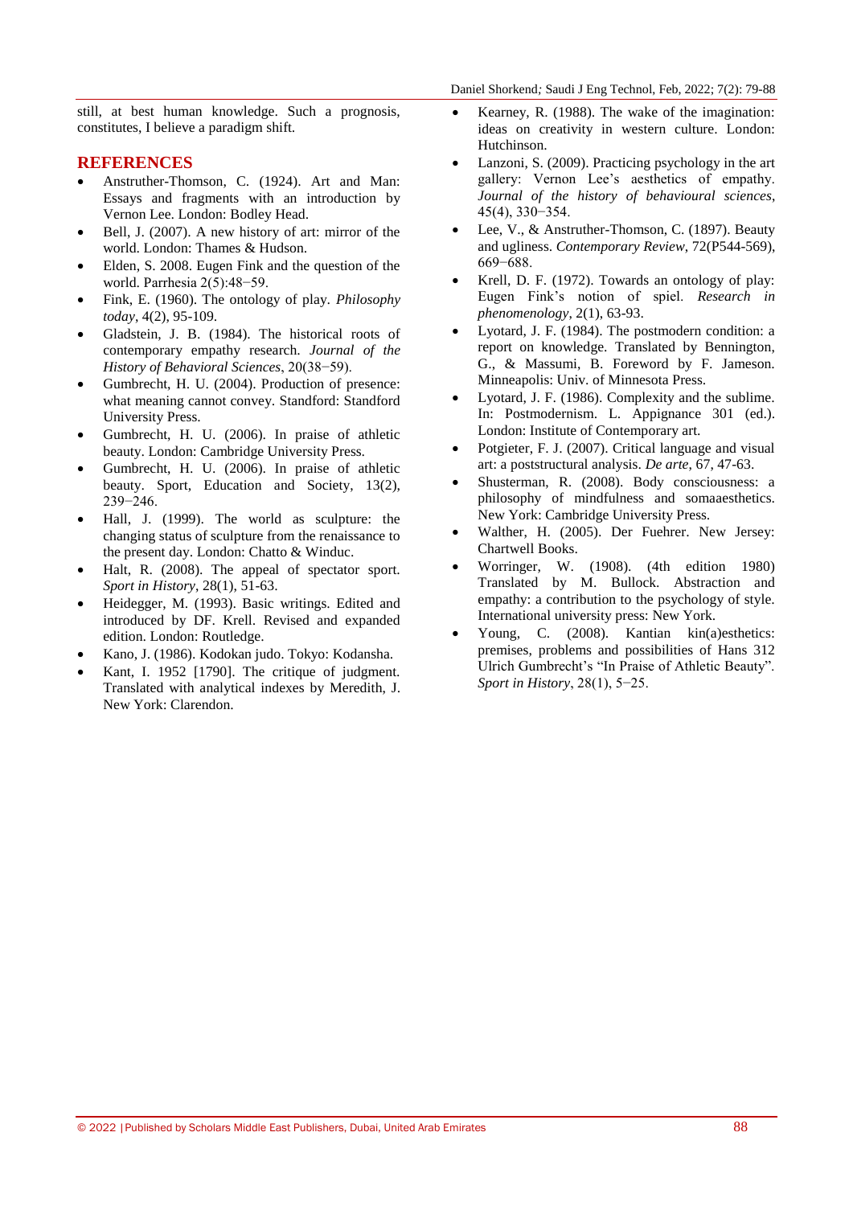still, at best human knowledge. Such a prognosis, constitutes, I believe a paradigm shift.

## REFERENCES

- Anstruther-Thomson, C. (1924). Art and Man: Essays and fragments with an introduction by Vernon Lee. London: Bodley Head.
- Bell, J. (2007). A new history of art: mirror of the world. London: Thames & Hudson.
- Elden, S. 2008. Eugen Fink and the question of the world. Parrhesia 2(5):48−59.
- Fink, E. (1960). The ontology of play. *Philosophy today*, 4(2), 95-109.
- Gladstein, J. B. (1984). The historical roots of contemporary empathy research. *Journal of the History of Behavioral Sciences*, 20(38−59).
- Gumbrecht, H. U. (2004). Production of presence: what meaning cannot convey. Standford: Standford University Press.
- Gumbrecht, H. U. (2006). In praise of athletic beauty. London: Cambridge University Press.
- Gumbrecht, H. U. (2006). In praise of athletic beauty. Sport, Education and Society, 13(2), 239−246.
- Hall, J. (1999). The world as sculpture: the changing status of sculpture from the renaissance to the present day. London: Chatto & Winduc.
- Halt, R. (2008). The appeal of spectator sport. *Sport in History*, 28(1), 51-63.
- Heidegger, M. (1993). Basic writings. Edited and introduced by DF. Krell. Revised and expanded edition. London: Routledge.
- Kano, J. (1986). Kodokan judo. Tokyo: Kodansha.
- Kant, I. 1952 [1790]. The critique of judgment. Translated with analytical indexes by Meredith, J. New York: Clarendon.
- Kearney, R. (1988). The wake of the imagination: ideas on creativity in western culture. London: Hutchinson.
- Lanzoni, S. (2009). Practicing psychology in the art gallery: Vernon Lee's aesthetics of empathy. *Journal of the history of behavioural sciences*, 45(4), 330−354.
- Lee, V., & Anstruther-Thomson, C. (1897). Beauty and ugliness. *Contemporary Review*, 72(P544-569), 669−688.
- Krell, D. F. (1972). Towards an ontology of play: Eugen Fink's notion of spiel. *Research in phenomenology*, 2(1), 63-93.
- Lyotard, J. F. (1984). The postmodern condition: a report on knowledge. Translated by Bennington, G., & Massumi, B. Foreword by F. Jameson. Minneapolis: Univ. of Minnesota Press.
- Lyotard, J. F. (1986). Complexity and the sublime. In: Postmodernism. L. Appignance 301 (ed.). London: Institute of Contemporary art.
- Potgieter, F. J. (2007). Critical language and visual art: a poststructural analysis. *De arte*, 67, 47-63.
- Shusterman, R. (2008). Body consciousness: a philosophy of mindfulness and somaaesthetics. New York: Cambridge University Press.
- Walther, H. (2005). Der Fuehrer. New Jersey: Chartwell Books.
- Worringer, W. (1908). (4th edition 1980) Translated by M. Bullock. Abstraction and empathy: a contribution to the psychology of style. International university press: New York.
- Young, C. (2008). Kantian kin(a)esthetics: premises, problems and possibilities of Hans 312 Ulrich Gumbrecht's "In Praise of Athletic Beauty". *Sport in History*, 28(1), 5−25.